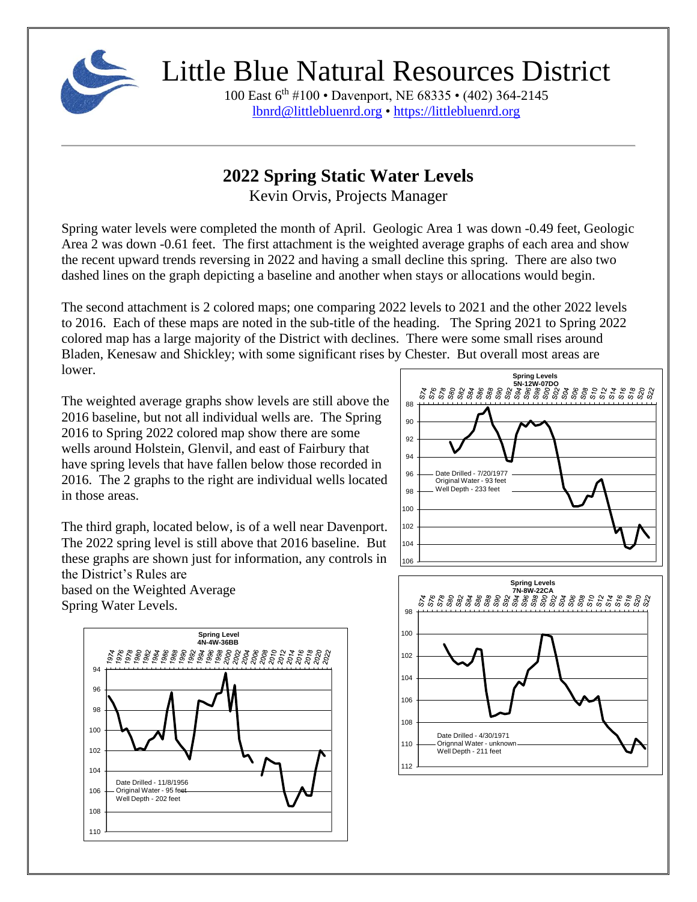# Little Blue Natural Resources District

100 East 6th #100 • Davenport, NE 68335 • (402) 364-2145
lbnrd@littlebluenrd.org • https://littlebluenrd.org

## 2022 Spring Static Water Levels

Kevin Orvis, Projects Manager

Spring water levels were completed the month of April. Geologic Area 1 was down -0.49 feet, Geologic Area 2 was down -0.61 feet. The first attachment is the weighted average graphs of each area and show the recent upward trends reversing in 2022 and having a small decline this spring. There are also two dashed lines on the graph depicting a baseline and another when stays or allocations would begin.

The second attachment is 2 colored maps; one comparing 2022 levels to 2021 and the other 2022 levels to 2016. Each of these maps are noted in the sub-title of the heading. The Spring 2021 to Spring 2022 colored map has a large majority of the District with declines. There were some small rises around Bladen, Kenesaw and Shickley; with some significant rises by Chester. But overall most areas are lower.

The weighted average graphs show levels are still above the 2016 baseline, but not all individual wells are. The Spring 2016 to Spring 2022 colored map show there are some wells around Holstein, Glenvil, and east of Fairbury that have spring levels that have fallen below those recorded in 2016. The 2 graphs to the right are individual wells located in those areas.

The third graph, located below, is of a well near Davenport. The 2022 spring level is still above that 2016 baseline. But these graphs are shown just for information, any controls in the District's Rules are based on the Weighted Average Spring Water Levels.

**Spring Levels 5N-12W-07DO**
Date Drilled - 7/20/1977
Original Water - 93 feet
Well Depth - 233 feet

**Spring Levels 7N-8W-22CA**
Date Drilled - 4/30/1971
Orignnal Water - unknown
Well Depth - 211 feet

**Spring Level 4N-4W-36BB**
Date Drilled - 11/8/1956
Original Water - 95 feet
Well Depth - 202 feet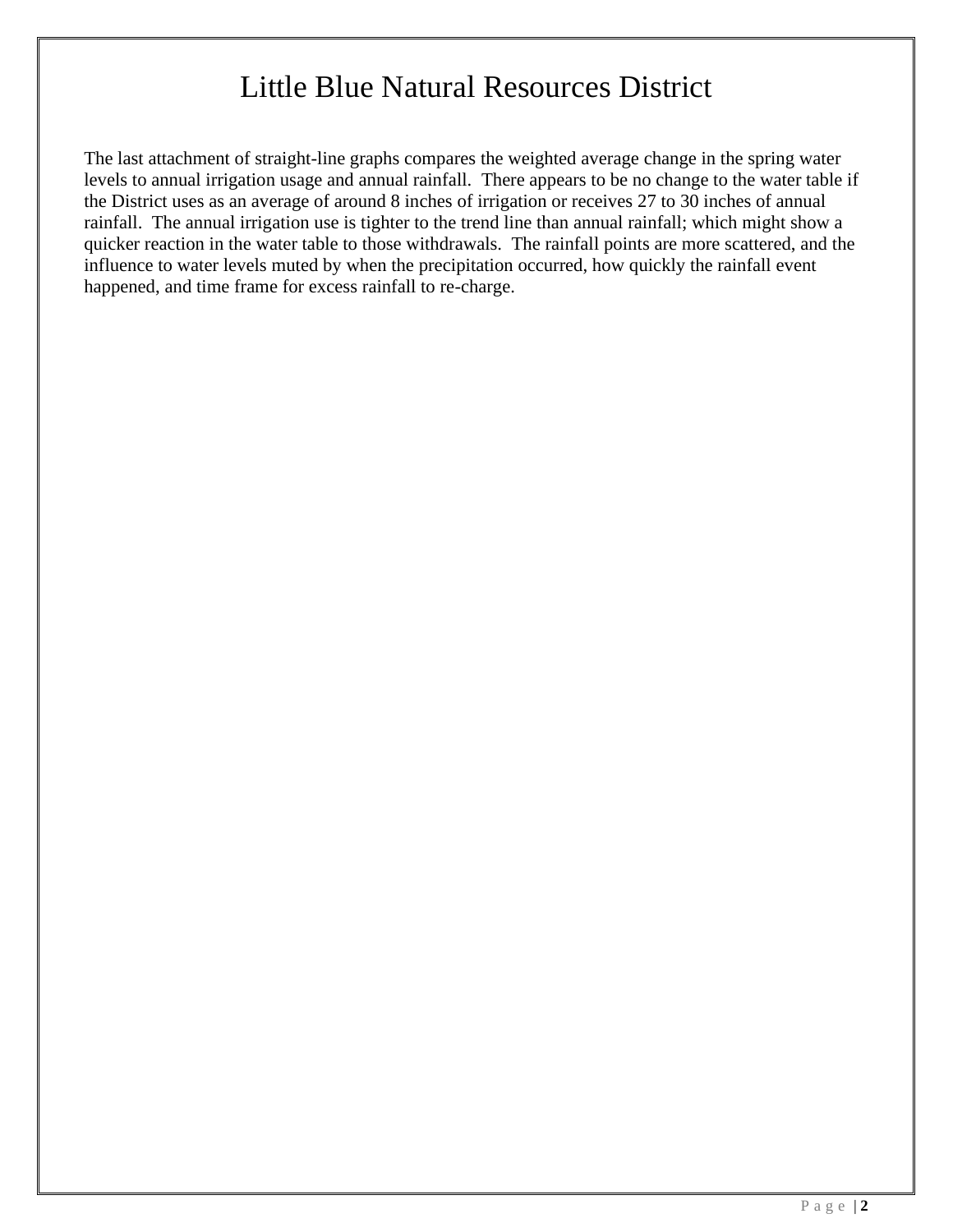# Little Blue Natural Resources District

The last attachment of straight-line graphs compares the weighted average change in the spring water levels to annual irrigation usage and annual rainfall.  There appears to be no change to the water table if the District uses as an average of around 8 inches of irrigation or receives 27 to 30 inches of annual rainfall.  The annual irrigation use is tighter to the trend line than annual rainfall; which might show a quicker reaction in the water table to those withdrawals.  The rainfall points are more scattered, and the influence to water levels muted by when the precipitation occurred, how quickly the rainfall event happened, and time frame for excess rainfall to re-charge.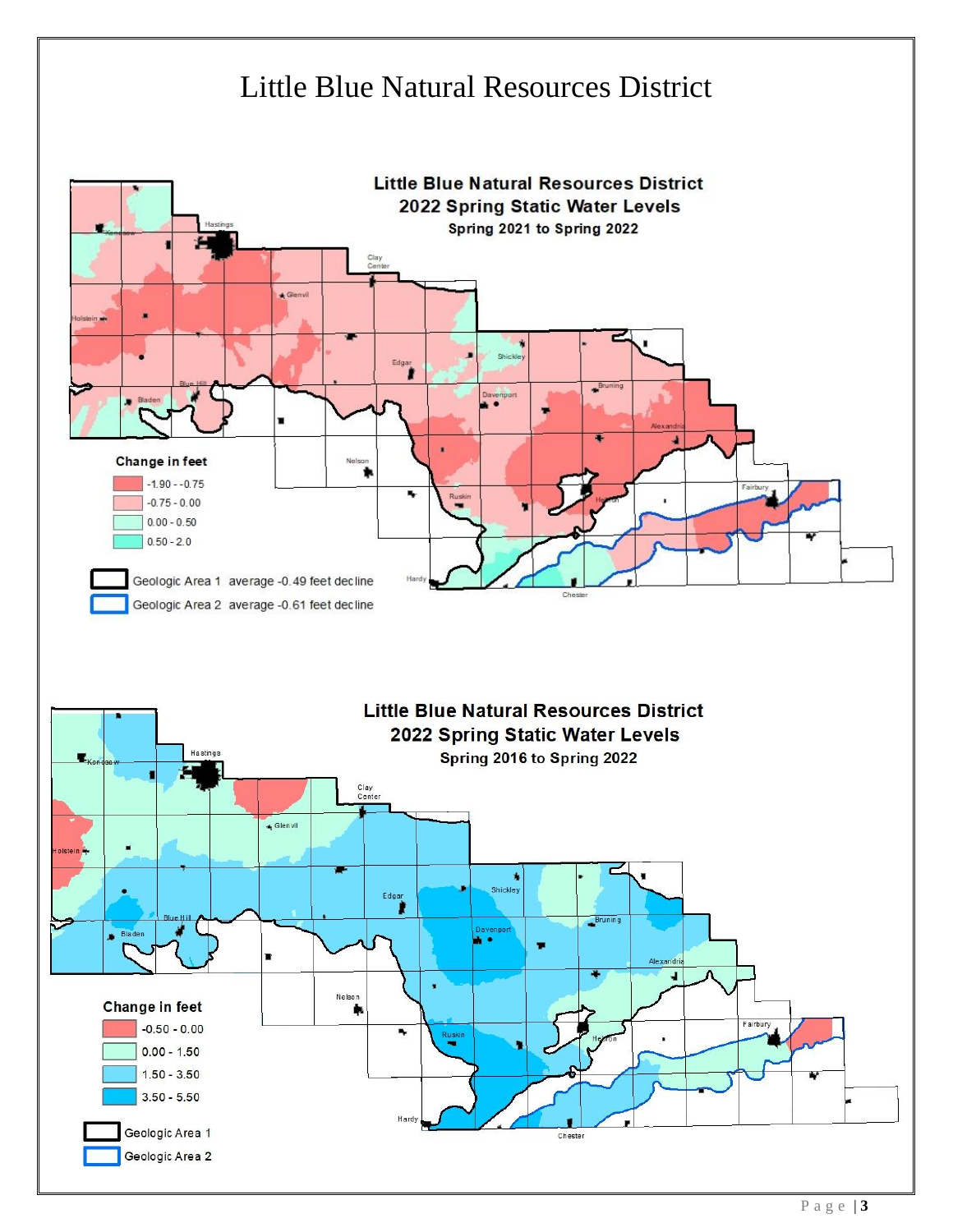# Little Blue Natural Resources District

**Little Blue Natural Resources District**
**2022 Spring Static Water Levels**
**Spring 2021 to Spring 2022**

**Change in feet**

- -1.90 - -0.75
- -0.75 - 0.00
- 0.00 - 0.50
- 0.50 - 2.0

Geologic Area 1 average -0.49 feet decline

Geologic Area 2 average -0.61 feet decline

Hastings, Kenesaw, Clay Center, Glenvil, Holstein, Edgar, Shickley, Bruning, Davenport, Blue Hill, Bladen, Alexandria, Nelson, Fairbury, Ruskin, Hebron, Hardy, Chester

**Little Blue Natural Resources District**
**2022 Spring Static Water Levels**
**Spring 2016 to Spring 2022**

**Change in feet**

- -0.50 - 0.00
- 0.00 - 1.50
- 1.50 - 3.50
- 3.50 - 5.50

Geologic Area 1

Geologic Area 2

Hastings, Kenesaw, Clay Center, Glenvil, Holstein, Edgar, Shickley, Bruning, Davenport, Blue Hill, Bladen, Alexandria, Nelson, Fairbury, Ruskin, Hebron, Hardy, Chester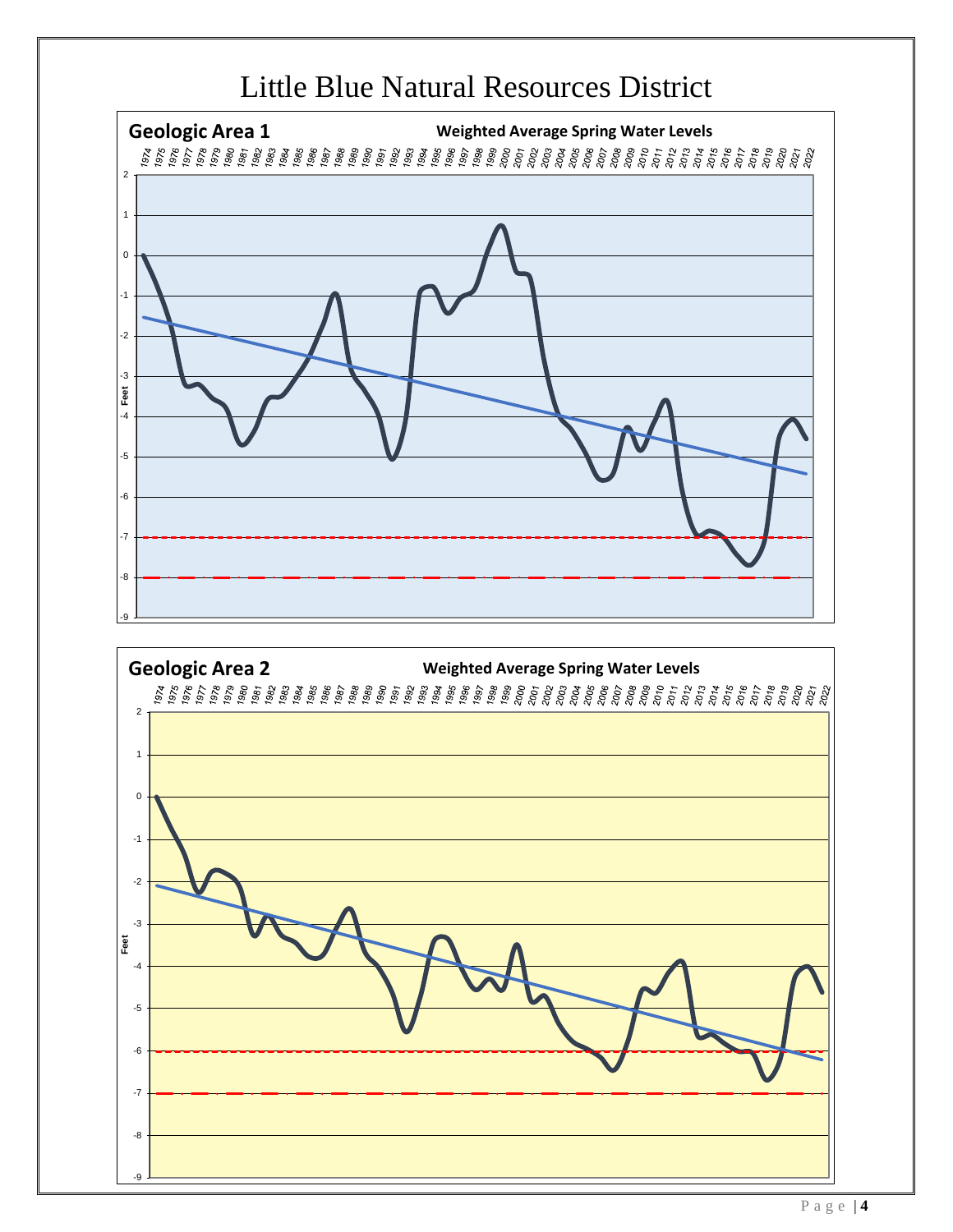# Little Blue Natural Resources District

## Geologic Area 1

**Weighted Average Spring Water Levels**

1974 1975 1976 1977 1978 1979 1980 1981 1982 1983 1984 1985 1986 1987 1988 1989 1990 1991 1992 1993 1994 1995 1996 1997 1998 1999 2000 2001 2002 2003 2004 2005 2006 2007 2008 2009 2010 2011 2012 2013 2014 2015 2016 2017 2018 2019 2020 2021 2022

Feet: 2, 1, 0, -1, -2, -3, -4, -5, -6, -7, -8, -9

## Geologic Area 2

**Weighted Average Spring Water Levels**

1974 1975 1976 1977 1978 1979 1980 1981 1982 1983 1984 1985 1986 1987 1988 1989 1990 1991 1992 1993 1994 1995 1996 1997 1998 1999 2000 2001 2002 2003 2004 2005 2006 2007 2008 2009 2010 2011 2012 2013 2014 2015 2016 2017 2018 2019 2020 2021 2022

Feet: 2, 1, 0, -1, -2, -3, -4, -5, -6, -7, -8, -9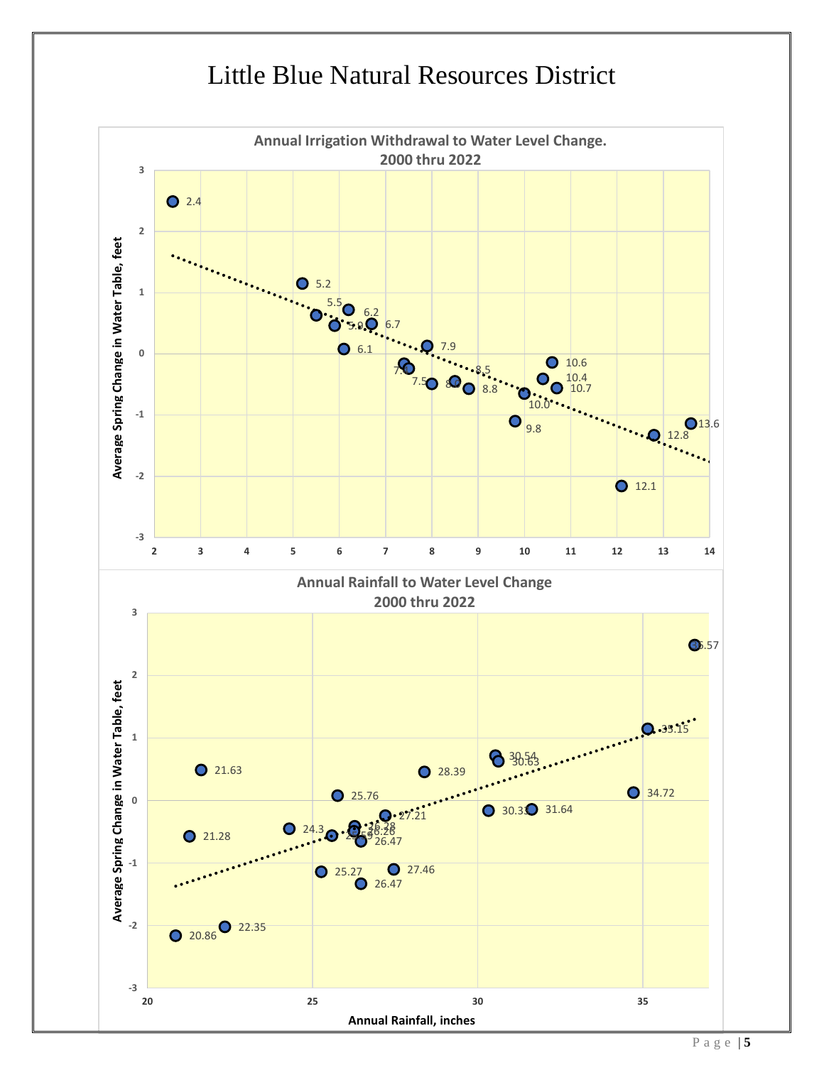# Little Blue Natural Resources District

**Annual Irrigation Withdrawal to Water Level Change. 2000 thru 2022**

Average Spring Change in Water Table, feet

3
2
1
0
-1
-2
-3

2 3 4 5 6 7 8 9 10 11 12 13 14

2.4
5.2
5.5
6.2
5.9
6.7
6.1
7.9
7.0
7.5
8.0
8.5
8.8
10.6
10.4
10.7
10.0
9.8
13.6
12.8
12.1

**Annual Rainfall to Water Level Change 2000 thru 2022**

Average Spring Change in Water Table, feet

3
2
1
0
-1
-2
-3

20 25 30 35

Annual Rainfall, inches

36.57
35.15
30.54
30.63
21.63
28.39
34.72
25.76
30.33
31.64
27.21
24.3
26.28
26.26
25.59
26.47
21.28
25.27
27.46
26.47
22.35
20.86